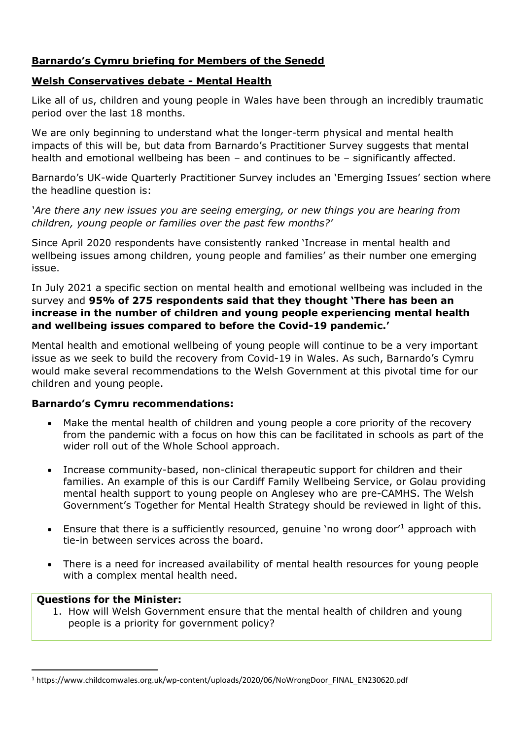## Barnardo's Cymru briefing for Members of the Senedd

## Welsh Conservatives debate - Mental Health

Like all of us, children and young people in Wales have been through an incredibly traumatic period over the last 18 months.

We are only beginning to understand what the longer-term physical and mental health impacts of this will be, but data from Barnardo's Practitioner Survey suggests that mental health and emotional wellbeing has been – and continues to be – significantly affected.

Barnardo's UK-wide Quarterly Practitioner Survey includes an 'Emerging Issues' section where the headline question is:

*'Are there any new issues you are seeing emerging, or new things you are hearing from children, young people or families over the past few months?'*

Since April 2020 respondents have consistently ranked 'Increase in mental health and wellbeing issues among children, young people and families' as their number one emerging issue.

In July 2021 a specific section on mental health and emotional wellbeing was included in the survey and **95% of 275 respondents said that they thought 'There has been an increase in the number of children and young people experiencing mental health and wellbeing issues compared to before the Covid-19 pandemic.'**

Mental health and emotional wellbeing of young people will continue to be a very important issue as we seek to build the recovery from Covid-19 in Wales. As such, Barnardo's Cymru would make several recommendations to the Welsh Government at this pivotal time for our children and young people.

**Barnardo's Cymru recommendations:**

- Make the mental health of children and young people a core priority of the recovery from the pandemic with a focus on how this can be facilitated in schools as part of the wider roll out of the Whole School approach.
- Increase community-based, non-clinical therapeutic support for children and their families. An example of this is our Cardiff Family Wellbeing Service, or Golau providing mental health support to young people on Anglesey who are pre-CAMHS. The Welsh Government's Together for Mental Health Strategy should be reviewed in light of this.
- Ensure that there is a sufficiently resourced, genuine 'no wrong door'[1] approach with tie-in between services across the board.
- There is a need for increased availability of mental health resources for young people with a complex mental health need.

**Questions for the Minister:**

1. How will Welsh Government ensure that the mental health of children and young people is a priority for government policy?

---

[1] https://www.childcomwales.org.uk/wp-content/uploads/2020/06/NoWrongDoor_FINAL_EN230620.pdf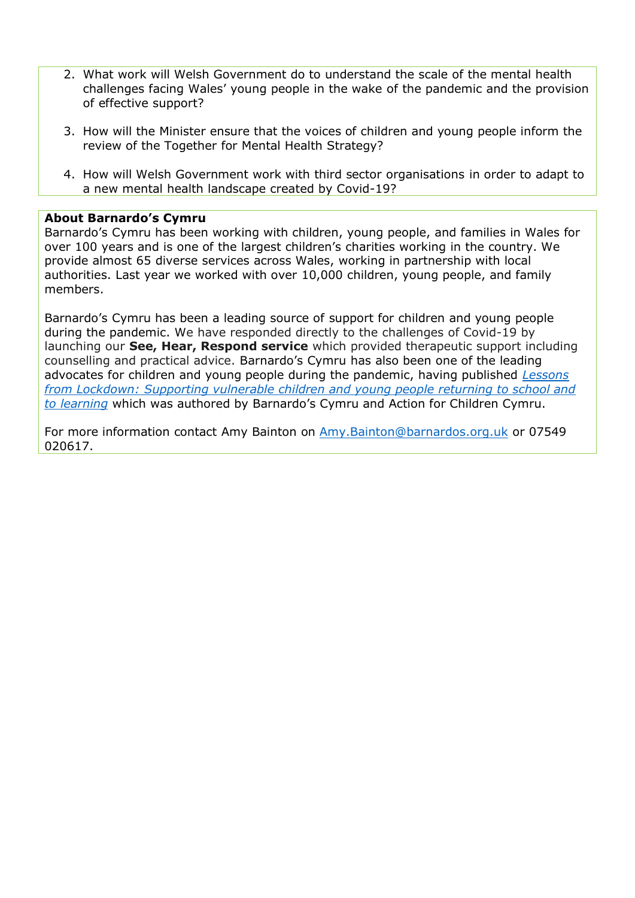2. What work will Welsh Government do to understand the scale of the mental health challenges facing Wales' young people in the wake of the pandemic and the provision of effective support?

3. How will the Minister ensure that the voices of children and young people inform the review of the Together for Mental Health Strategy?

4. How will Welsh Government work with third sector organisations in order to adapt to a new mental health landscape created by Covid-19?

**About Barnardo's Cymru**

Barnardo's Cymru has been working with children, young people, and families in Wales for over 100 years and is one of the largest children's charities working in the country. We provide almost 65 diverse services across Wales, working in partnership with local authorities. Last year we worked with over 10,000 children, young people, and family members.

Barnardo's Cymru has been a leading source of support for children and young people during the pandemic. We have responded directly to the challenges of Covid-19 by launching our **See, Hear, Respond service** which provided therapeutic support including counselling and practical advice. Barnardo's Cymru has also been one of the leading advocates for children and young people during the pandemic, having published *Lessons from Lockdown: Supporting vulnerable children and young people returning to school and to learning* which was authored by Barnardo's Cymru and Action for Children Cymru.

For more information contact Amy Bainton on Amy.Bainton@barnardos.org.uk or 07549 020617.